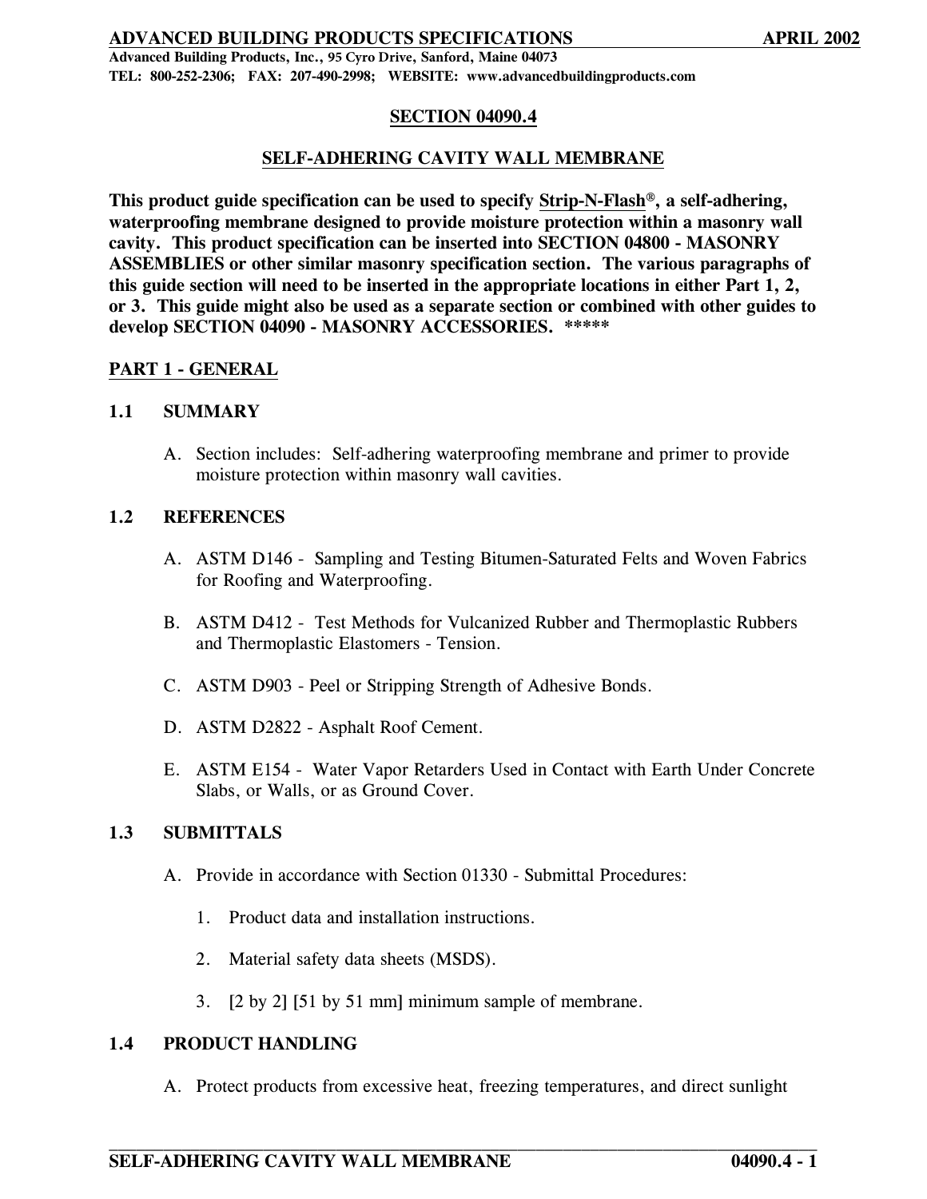## SECTION 04090.4

## SELF-ADHERING CAVITY WALL MEMBRANE

**This product guide specification can be used to specify Strip-N-Flash®, a self-adhering, waterproofing membrane designed to provide moisture protection within a masonry wall cavity. This product specification can be inserted into SECTION 04800 - MASONRY ASSEMBLIES or other similar masonry specification section. The various paragraphs of this guide section will need to be inserted in the appropriate locations in either Part 1, 2, or 3. This guide might also be used as a separate section or combined with other guides to develop SECTION 04090 - MASONRY ACCESSORIES. *****

### PART 1 - GENERAL

#### 1.1 SUMMARY

A. Section includes: Self-adhering waterproofing membrane and primer to provide moisture protection within masonry wall cavities.

#### 1.2 REFERENCES

A. ASTM D146 - Sampling and Testing Bitumen-Saturated Felts and Woven Fabrics for Roofing and Waterproofing.

B. ASTM D412 - Test Methods for Vulcanized Rubber and Thermoplastic Rubbers and Thermoplastic Elastomers - Tension.

C. ASTM D903 - Peel or Stripping Strength of Adhesive Bonds.

D. ASTM D2822 - Asphalt Roof Cement.

E. ASTM E154 - Water Vapor Retarders Used in Contact with Earth Under Concrete Slabs, or Walls, or as Ground Cover.

#### 1.3 SUBMITTALS

A. Provide in accordance with Section 01330 - Submittal Procedures:

1. Product data and installation instructions.

2. Material safety data sheets (MSDS).

3. [2 by 2] [51 by 51 mm] minimum sample of membrane.

#### 1.4 PRODUCT HANDLING

A. Protect products from excessive heat, freezing temperatures, and direct sunlight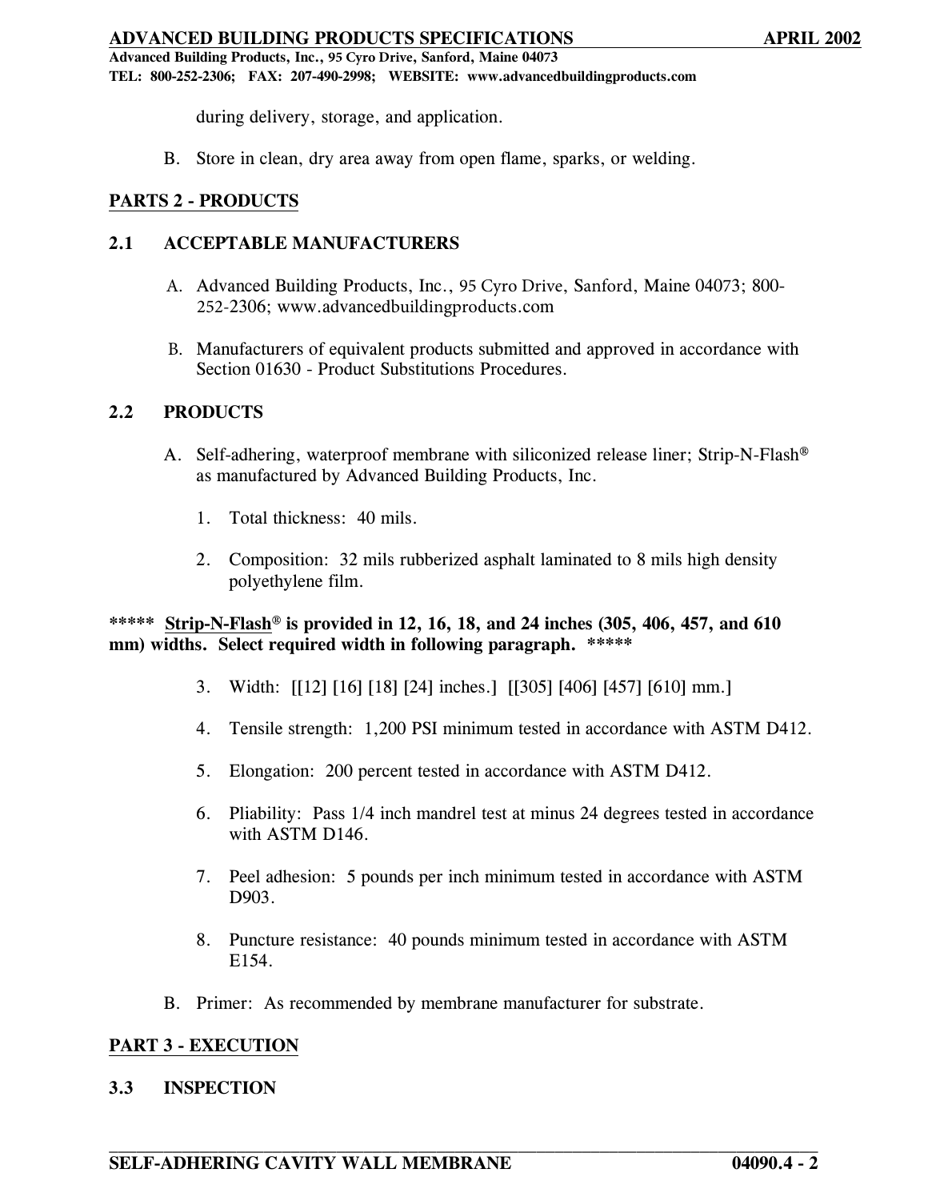during delivery, storage, and application.

B. Store in clean, dry area away from open flame, sparks, or welding.

## PARTS 2 - PRODUCTS

### 2.1 ACCEPTABLE MANUFACTURERS

A. Advanced Building Products, Inc., 95 Cyro Drive, Sanford, Maine 04073; 800-252-2306; www.advancedbuildingproducts.com

B. Manufacturers of equivalent products submitted and approved in accordance with Section 01630 - Product Substitutions Procedures.

### 2.2 PRODUCTS

A. Self-adhering, waterproof membrane with siliconized release liner; Strip-N-Flash® as manufactured by Advanced Building Products, Inc.

1. Total thickness: 40 mils.

2. Composition: 32 mils rubberized asphalt laminated to 8 mils high density polyethylene film.

**\*\*\*\*\* Strip-N-Flash® is provided in 12, 16, 18, and 24 inches (305, 406, 457, and 610 mm) widths. Select required width in following paragraph. \*\*\*\*\***

3. Width: [[12] [16] [18] [24] inches.] [[305] [406] [457] [610] mm.]

4. Tensile strength: 1,200 PSI minimum tested in accordance with ASTM D412.

5. Elongation: 200 percent tested in accordance with ASTM D412.

6. Pliability: Pass 1/4 inch mandrel test at minus 24 degrees tested in accordance with ASTM D146.

7. Peel adhesion: 5 pounds per inch minimum tested in accordance with ASTM D903.

8. Puncture resistance: 40 pounds minimum tested in accordance with ASTM E154.

B. Primer: As recommended by membrane manufacturer for substrate.

## PART 3 - EXECUTION

### 3.3 INSPECTION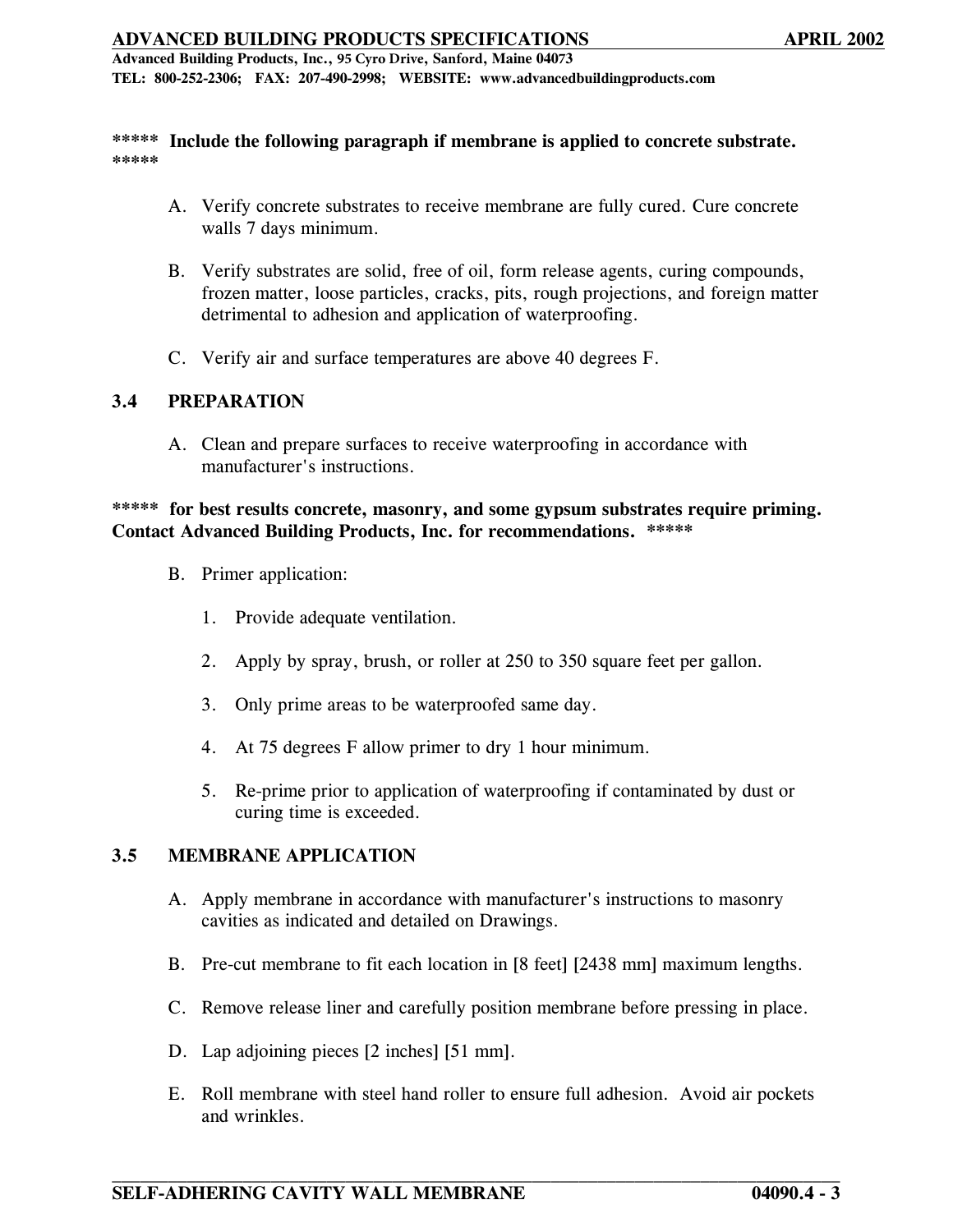**\*\*\*\*\* Include the following paragraph if membrane is applied to concrete substrate. \*\*\*\*\***

A. Verify concrete substrates to receive membrane are fully cured. Cure concrete walls 7 days minimum.

B. Verify substrates are solid, free of oil, form release agents, curing compounds, frozen matter, loose particles, cracks, pits, rough projections, and foreign matter detrimental to adhesion and application of waterproofing.

C. Verify air and surface temperatures are above 40 degrees F.

## 3.4 PREPARATION

A. Clean and prepare surfaces to receive waterproofing in accordance with manufacturer's instructions.

**\*\*\*\*\* for best results concrete, masonry, and some gypsum substrates require priming. Contact Advanced Building Products, Inc. for recommendations. \*\*\*\*\***

B. Primer application:

1. Provide adequate ventilation.
2. Apply by spray, brush, or roller at 250 to 350 square feet per gallon.
3. Only prime areas to be waterproofed same day.
4. At 75 degrees F allow primer to dry 1 hour minimum.
5. Re-prime prior to application of waterproofing if contaminated by dust or curing time is exceeded.

## 3.5 MEMBRANE APPLICATION

A. Apply membrane in accordance with manufacturer's instructions to masonry cavities as indicated and detailed on Drawings.

B. Pre-cut membrane to fit each location in [8 feet] [2438 mm] maximum lengths.

C. Remove release liner and carefully position membrane before pressing in place.

D. Lap adjoining pieces [2 inches] [51 mm].

E. Roll membrane with steel hand roller to ensure full adhesion. Avoid air pockets and wrinkles.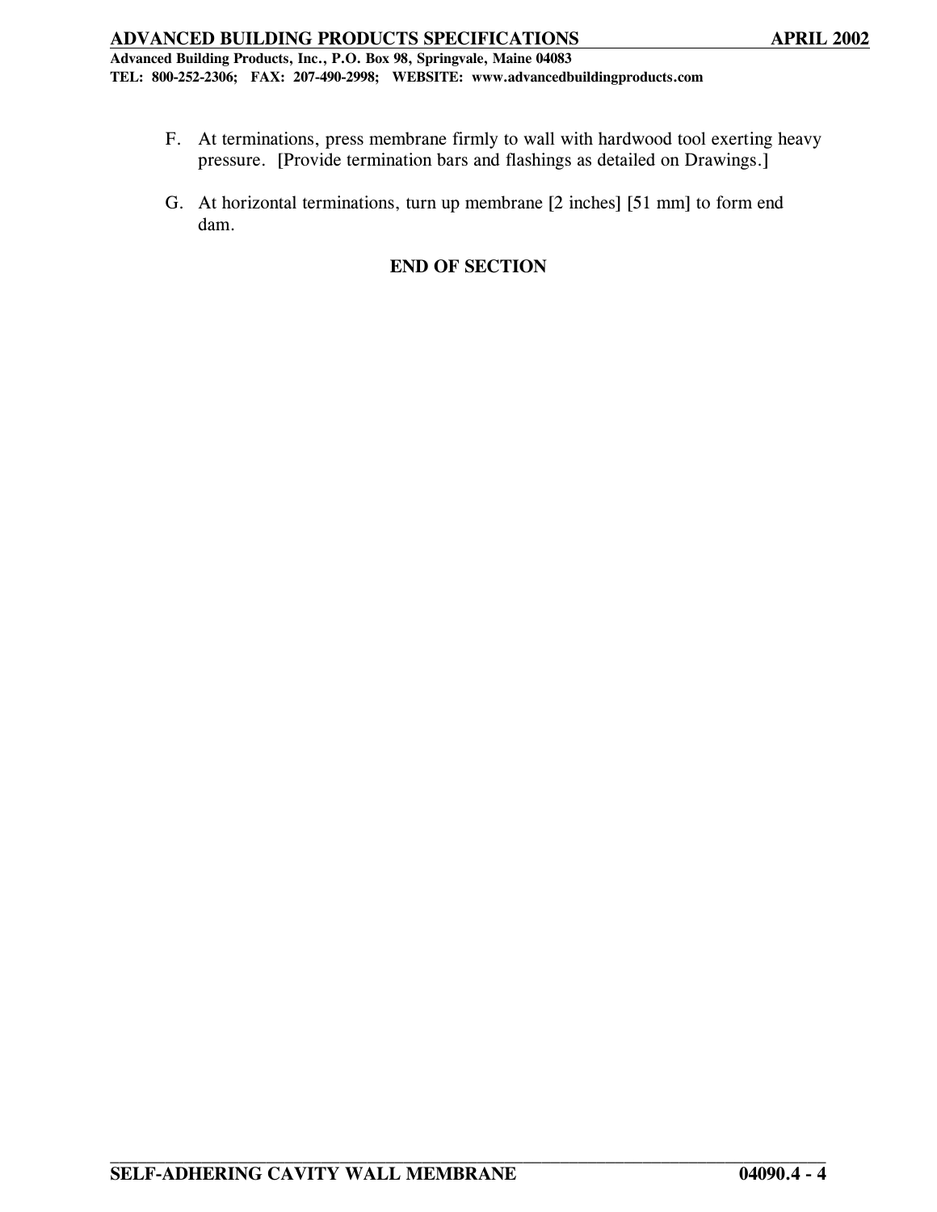F. At terminations, press membrane firmly to wall with hardwood tool exerting heavy pressure. [Provide termination bars and flashings as detailed on Drawings.]

G. At horizontal terminations, turn up membrane [2 inches] [51 mm] to form end dam.

**END OF SECTION**